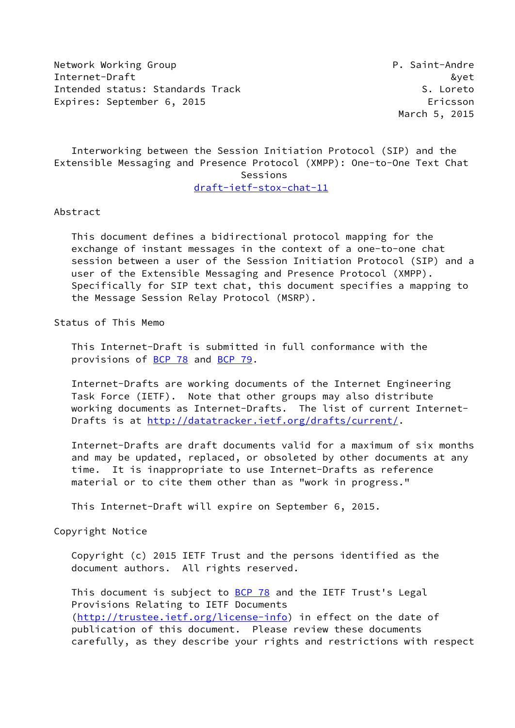Network Working Group P. Saint-Andre
Internet-Draft &yet
Intended status: Standards Track S. Loreto
Expires: September 6, 2015 Ericsson
March 5, 2015

# Interworking between the Session Initiation Protocol (SIP) and the Extensible Messaging and Presence Protocol (XMPP): One-to-One Text Chat Sessions

draft-ietf-stox-chat-11

## Abstract

This document defines a bidirectional protocol mapping for the exchange of instant messages in the context of a one-to-one chat session between a user of the Session Initiation Protocol (SIP) and a user of the Extensible Messaging and Presence Protocol (XMPP). Specifically for SIP text chat, this document specifies a mapping to the Message Session Relay Protocol (MSRP).

## Status of This Memo

This Internet-Draft is submitted in full conformance with the provisions of BCP 78 and BCP 79.

Internet-Drafts are working documents of the Internet Engineering Task Force (IETF). Note that other groups may also distribute working documents as Internet-Drafts. The list of current Internet-Drafts is at http://datatracker.ietf.org/drafts/current/.

Internet-Drafts are draft documents valid for a maximum of six months and may be updated, replaced, or obsoleted by other documents at any time. It is inappropriate to use Internet-Drafts as reference material or to cite them other than as "work in progress."

This Internet-Draft will expire on September 6, 2015.

## Copyright Notice

Copyright (c) 2015 IETF Trust and the persons identified as the document authors. All rights reserved.

This document is subject to BCP 78 and the IETF Trust's Legal Provisions Relating to IETF Documents (http://trustee.ietf.org/license-info) in effect on the date of publication of this document. Please review these documents carefully, as they describe your rights and restrictions with respect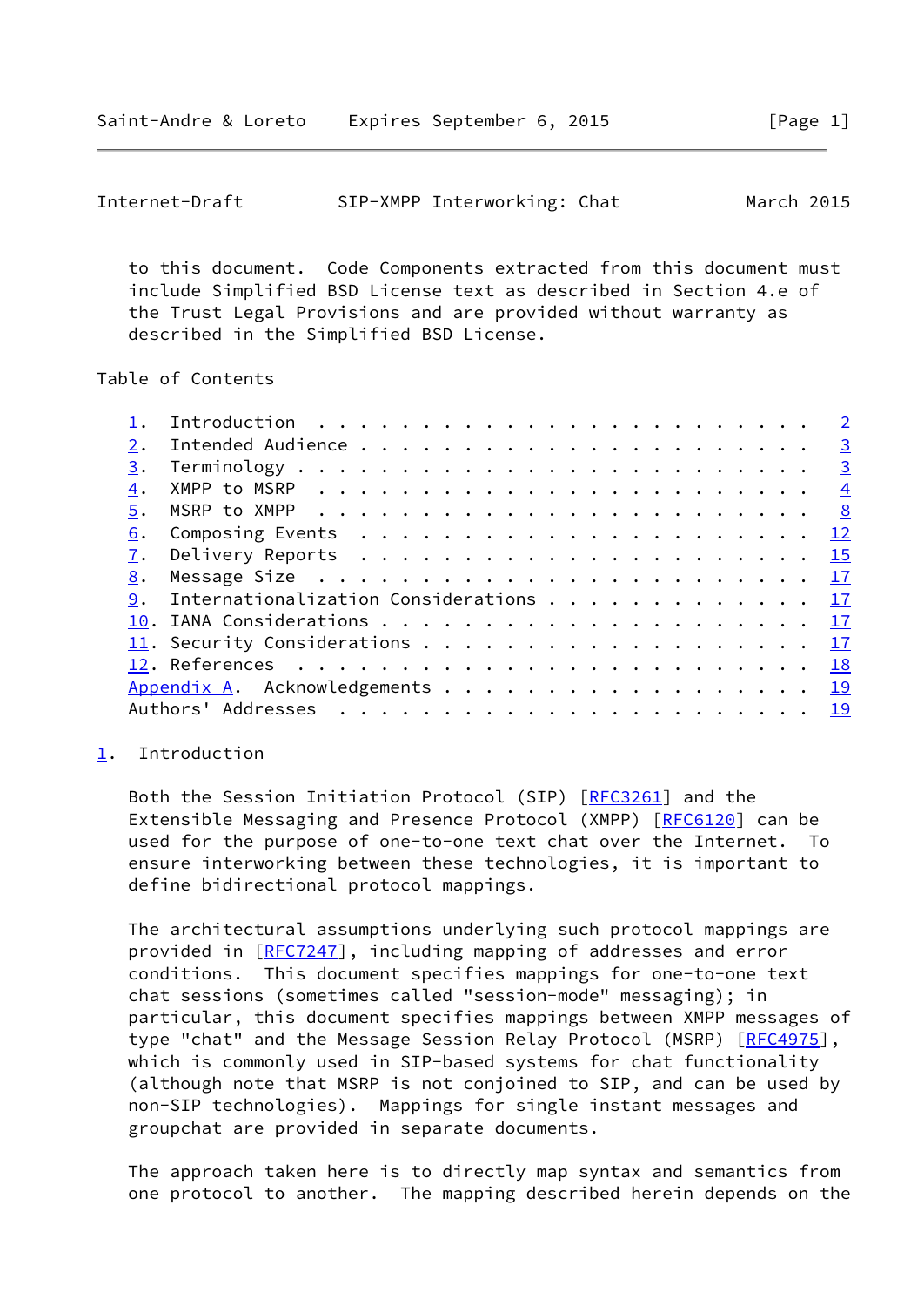to this document. Code Components extracted from this document must include Simplified BSD License text as described in Section 4.e of the Trust Legal Provisions and are provided without warranty as described in the Simplified BSD License.

Table of Contents

1. Introduction . . . . . . . . . . . . . . . . . . . . . . . . 2
2. Intended Audience . . . . . . . . . . . . . . . . . . . . . 3
3. Terminology . . . . . . . . . . . . . . . . . . . . . . . . 3
4. XMPP to MSRP . . . . . . . . . . . . . . . . . . . . . . . . 4
5. MSRP to XMPP . . . . . . . . . . . . . . . . . . . . . . . . 8
6. Composing Events . . . . . . . . . . . . . . . . . . . . . . 12
7. Delivery Reports . . . . . . . . . . . . . . . . . . . . . . 15
8. Message Size . . . . . . . . . . . . . . . . . . . . . . . . 17
9. Internationalization Considerations . . . . . . . . . . . . 17
10. IANA Considerations . . . . . . . . . . . . . . . . . . . . 17
11. Security Considerations . . . . . . . . . . . . . . . . . . 17
12. References . . . . . . . . . . . . . . . . . . . . . . . . 18
Appendix A. Acknowledgements . . . . . . . . . . . . . . . . . . 19
Authors' Addresses . . . . . . . . . . . . . . . . . . . . . . . 19

## 1. Introduction

Both the Session Initiation Protocol (SIP) [RFC3261] and the Extensible Messaging and Presence Protocol (XMPP) [RFC6120] can be used for the purpose of one-to-one text chat over the Internet. To ensure interworking between these technologies, it is important to define bidirectional protocol mappings.

The architectural assumptions underlying such protocol mappings are provided in [RFC7247], including mapping of addresses and error conditions. This document specifies mappings for one-to-one text chat sessions (sometimes called "session-mode" messaging); in particular, this document specifies mappings between XMPP messages of type "chat" and the Message Session Relay Protocol (MSRP) [RFC4975], which is commonly used in SIP-based systems for chat functionality (although note that MSRP is not conjoined to SIP, and can be used by non-SIP technologies). Mappings for single instant messages and groupchat are provided in separate documents.

The approach taken here is to directly map syntax and semantics from one protocol to another. The mapping described herein depends on the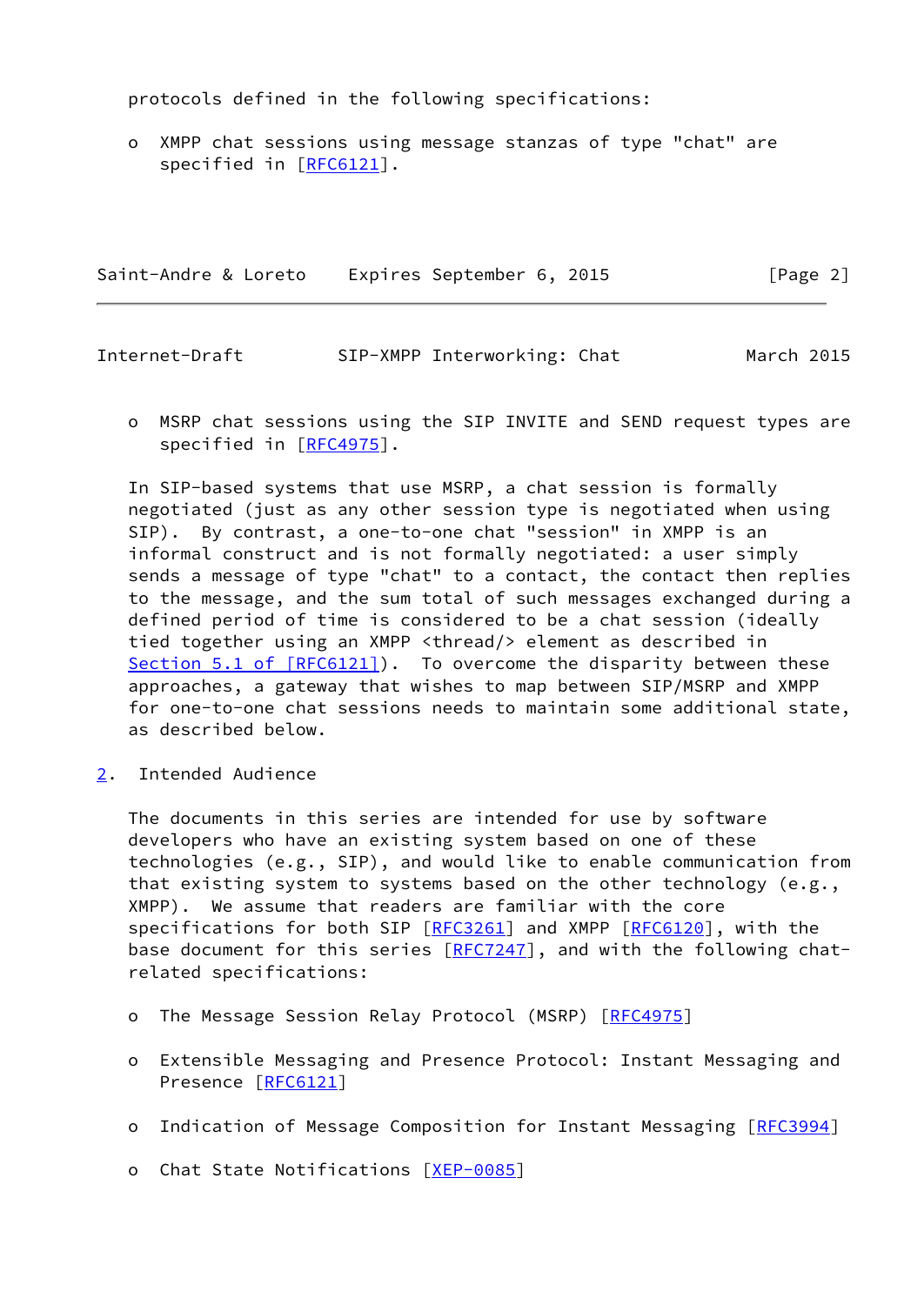protocols defined in the following specifications:

- XMPP chat sessions using message stanzas of type "chat" are specified in [RFC6121].

- MSRP chat sessions using the SIP INVITE and SEND request types are specified in [RFC4975].

In SIP-based systems that use MSRP, a chat session is formally negotiated (just as any other session type is negotiated when using SIP). By contrast, a one-to-one chat "session" in XMPP is an informal construct and is not formally negotiated: a user simply sends a message of type "chat" to a contact, the contact then replies to the message, and the sum total of such messages exchanged during a defined period of time is considered to be a chat session (ideally tied together using an XMPP <thread/> element as described in Section 5.1 of [RFC6121]). To overcome the disparity between these approaches, a gateway that wishes to map between SIP/MSRP and XMPP for one-to-one chat sessions needs to maintain some additional state, as described below.

## 2. Intended Audience

The documents in this series are intended for use by software developers who have an existing system based on one of these technologies (e.g., SIP), and would like to enable communication from that existing system to systems based on the other technology (e.g., XMPP). We assume that readers are familiar with the core specifications for both SIP [RFC3261] and XMPP [RFC6120], with the base document for this series [RFC7247], and with the following chat-related specifications:

- The Message Session Relay Protocol (MSRP) [RFC4975]

- Extensible Messaging and Presence Protocol: Instant Messaging and Presence [RFC6121]

- Indication of Message Composition for Instant Messaging [RFC3994]

- Chat State Notifications [XEP-0085]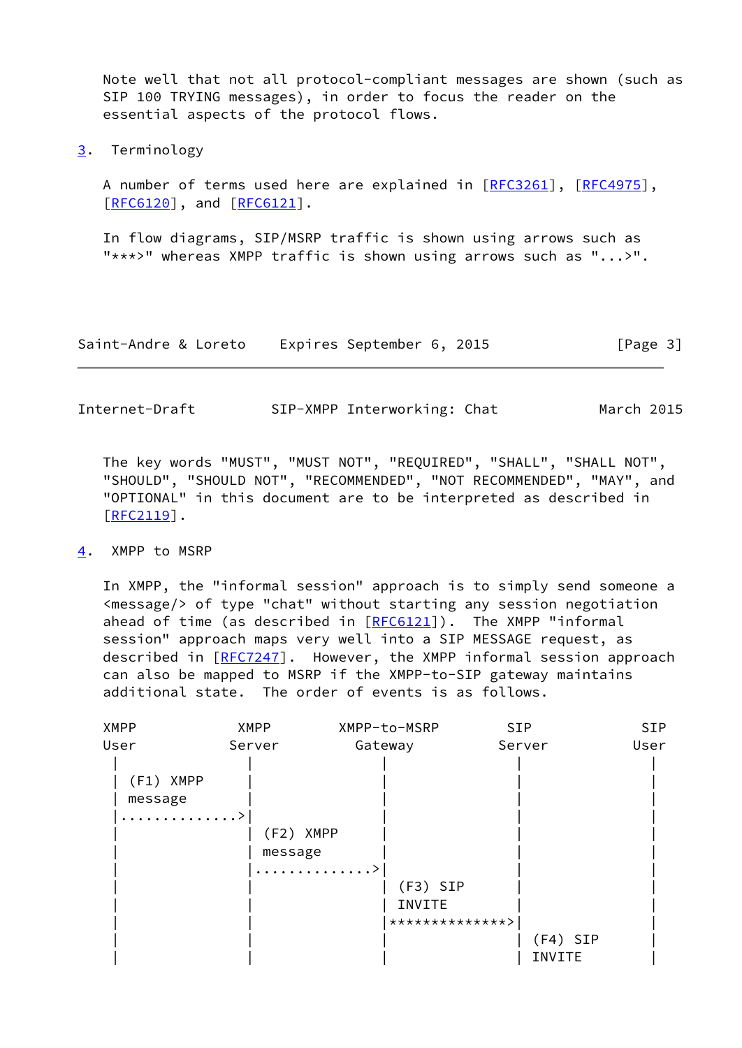Note well that not all protocol-compliant messages are shown (such as SIP 100 TRYING messages), in order to focus the reader on the essential aspects of the protocol flows.

## 3. Terminology

A number of terms used here are explained in [RFC3261], [RFC4975], [RFC6120], and [RFC6121].

In flow diagrams, SIP/MSRP traffic is shown using arrows such as "***>" whereas XMPP traffic is shown using arrows such as "...>".

The key words "MUST", "MUST NOT", "REQUIRED", "SHALL", "SHALL NOT", "SHOULD", "SHOULD NOT", "RECOMMENDED", "NOT RECOMMENDED", "MAY", and "OPTIONAL" in this document are to be interpreted as described in [RFC2119].

## 4. XMPP to MSRP

In XMPP, the "informal session" approach is to simply send someone a <message/> of type "chat" without starting any session negotiation ahead of time (as described in [RFC6121]). The XMPP "informal session" approach maps very well into a SIP MESSAGE request, as described in [RFC7247]. However, the XMPP informal session approach can also be mapped to MSRP if the XMPP-to-SIP gateway maintains additional state. The order of events is as follows.

```
XMPP            XMPP        XMPP-to-MSRP        SIP             SIP
User           Server         Gateway          Server           User
  |               |               |               |               |
  | (F1) XMPP     |               |               |               |
  | message       |               |               |               |
  |..............>|               |               |               |
  |               | (F2) XMPP     |               |               |
  |               | message       |               |               |
  |               |..............>|               |               |
  |               |               | (F3) SIP      |               |
  |               |               | INVITE        |               |
  |               |               |**************>|               |
  |               |               |               | (F4) SIP      |
  |               |               |               | INVITE        |
```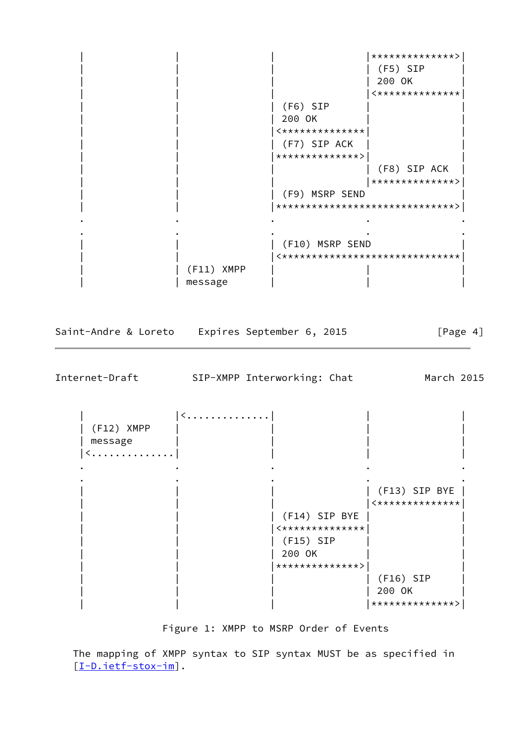```
   |              |              |              |**************>|
   |              |              |              | (F5) SIP      |
   |              |              |              | 200 OK        |
   |              |              |              |<**************|
   |              |              | (F6) SIP     |               |
   |              |              | 200 OK       |               |
   |              |              |<**************|              |
   |              |              | (F7) SIP ACK |               |
   |              |              |**************>|              |
   |              |              |              | (F8) SIP ACK  |
   |              |              |              |**************>|
   |              |              | (F9) MSRP SEND               |
   |              |              |******************************>|
   .              .              .              .               .
   .              .              .              .               .
   |              |              | (F10) MSRP SEND              |
   |              |              |<******************************|
   |              | (F11) XMPP   |              |               |
   |              | message      |              |               |
```

```
   |              |<.............|              |               |
   | (F12) XMPP   |              |              |               |
   | message      |              |              |               |
   |<.............|              |              |               |
   .              .              .              .               .
   .              .              .              .               .
   |              |              |              | (F13) SIP BYE |
   |              |              |              |<**************|
   |              |              | (F14) SIP BYE |              |
   |              |              |<**************|              |
   |              |              | (F15) SIP    |               |
   |              |              | 200 OK       |               |
   |              |              |**************>|              |
   |              |              |              | (F16) SIP     |
   |              |              |              | 200 OK        |
   |              |              |              |**************>|
```

Figure 1: XMPP to MSRP Order of Events

The mapping of XMPP syntax to SIP syntax MUST be as specified in [I-D.ietf-stox-im].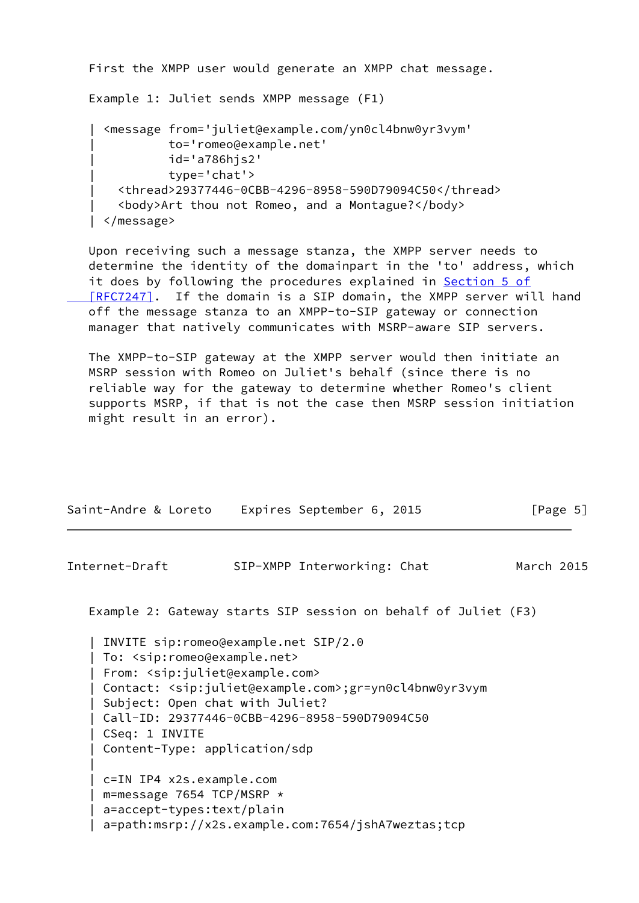First the XMPP user would generate an XMPP chat message.

Example 1: Juliet sends XMPP message (F1)

```
| <message from='juliet@example.com/yn0cl4bnw0yr3vym'
|          to='romeo@example.net'
|          id='a786hjs2'
|          type='chat'>
|   <thread>29377446-0CBB-4296-8958-590D79094C50</thread>
|   <body>Art thou not Romeo, and a Montague?</body>
| </message>
```

Upon receiving such a message stanza, the XMPP server needs to determine the identity of the domainpart in the 'to' address, which it does by following the procedures explained in Section 5 of [RFC7247]. If the domain is a SIP domain, the XMPP server will hand off the message stanza to an XMPP-to-SIP gateway or connection manager that natively communicates with MSRP-aware SIP servers.

The XMPP-to-SIP gateway at the XMPP server would then initiate an MSRP session with Romeo on Juliet's behalf (since there is no reliable way for the gateway to determine whether Romeo's client supports MSRP, if that is not the case then MSRP session initiation might result in an error).

Example 2: Gateway starts SIP session on behalf of Juliet (F3)

```
| INVITE sip:romeo@example.net SIP/2.0
| To: <sip:romeo@example.net>
| From: <sip:juliet@example.com>
| Contact: <sip:juliet@example.com>;gr=yn0cl4bnw0yr3vym
| Subject: Open chat with Juliet?
| Call-ID: 29377446-0CBB-4296-8958-590D79094C50
| CSeq: 1 INVITE
| Content-Type: application/sdp
|
| c=IN IP4 x2s.example.com
| m=message 7654 TCP/MSRP *
| a=accept-types:text/plain
| a=path:msrp://x2s.example.com:7654/jshA7weztas;tcp
```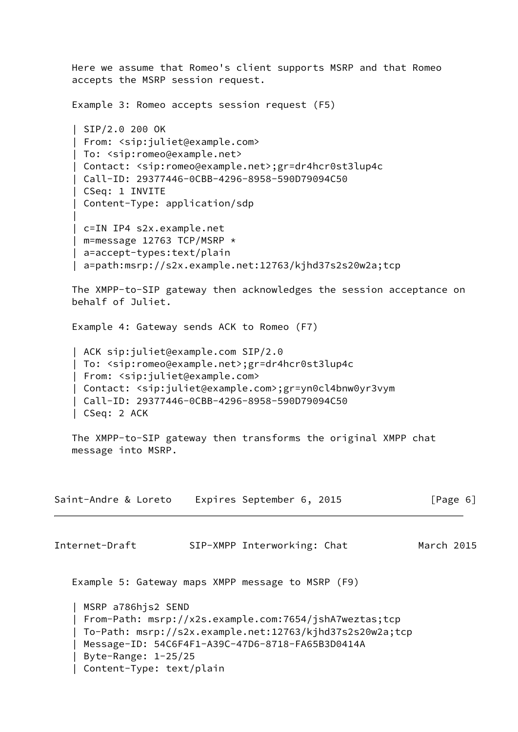Here we assume that Romeo's client supports MSRP and that Romeo accepts the MSRP session request.

Example 3: Romeo accepts session request (F5)

```
| SIP/2.0 200 OK
| From: <sip:juliet@example.com>
| To: <sip:romeo@example.net>
| Contact: <sip:romeo@example.net>;gr=dr4hcr0st3lup4c
| Call-ID: 29377446-0CBB-4296-8958-590D79094C50
| CSeq: 1 INVITE
| Content-Type: application/sdp
|
| c=IN IP4 s2x.example.net
| m=message 12763 TCP/MSRP *
| a=accept-types:text/plain
| a=path:msrp://s2x.example.net:12763/kjhd37s2s20w2a;tcp
```

The XMPP-to-SIP gateway then acknowledges the session acceptance on behalf of Juliet.

Example 4: Gateway sends ACK to Romeo (F7)

```
| ACK sip:juliet@example.com SIP/2.0
| To: <sip:romeo@example.net>;gr=dr4hcr0st3lup4c
| From: <sip:juliet@example.com>
| Contact: <sip:juliet@example.com>;gr=yn0cl4bnw0yr3vym
| Call-ID: 29377446-0CBB-4296-8958-590D79094C50
| CSeq: 2 ACK
```

The XMPP-to-SIP gateway then transforms the original XMPP chat message into MSRP.

Example 5: Gateway maps XMPP message to MSRP (F9)

```
| MSRP a786hjs2 SEND
| From-Path: msrp://x2s.example.com:7654/jshA7weztas;tcp
| To-Path: msrp://s2x.example.net:12763/kjhd37s2s20w2a;tcp
| Message-ID: 54C6F4F1-A39C-47D6-8718-FA65B3D0414A
| Byte-Range: 1-25/25
| Content-Type: text/plain
```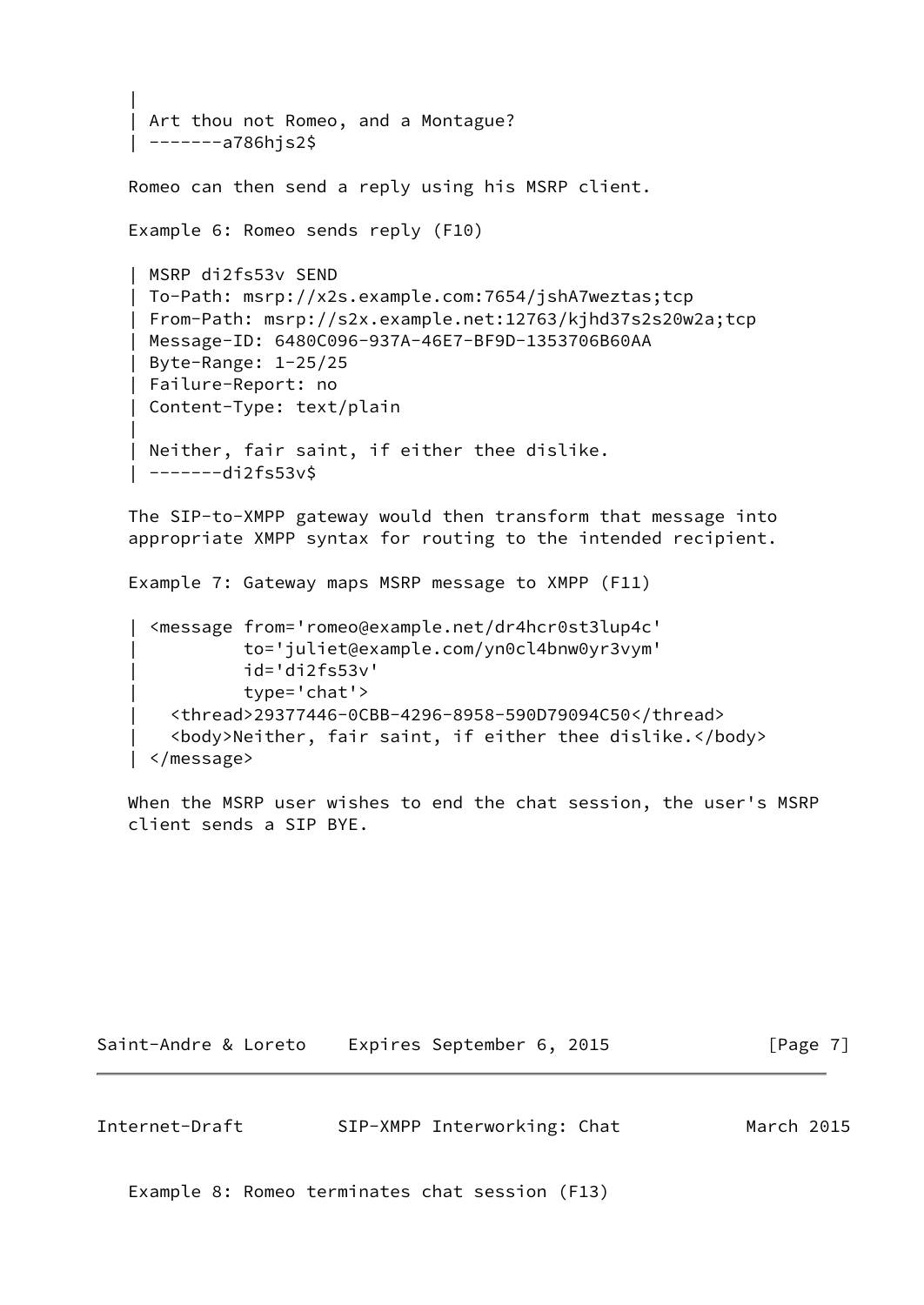```
|
| Art thou not Romeo, and a Montague?
| -------a786hjs2$
```

Romeo can then send a reply using his MSRP client.

Example 6: Romeo sends reply (F10)

```
| MSRP di2fs53v SEND
| To-Path: msrp://x2s.example.com:7654/jshA7weztas;tcp
| From-Path: msrp://s2x.example.net:12763/kjhd37s2s20w2a;tcp
| Message-ID: 6480C096-937A-46E7-BF9D-1353706B60AA
| Byte-Range: 1-25/25
| Failure-Report: no
| Content-Type: text/plain
|
| Neither, fair saint, if either thee dislike.
| -------di2fs53v$
```

The SIP-to-XMPP gateway would then transform that message into appropriate XMPP syntax for routing to the intended recipient.

Example 7: Gateway maps MSRP message to XMPP (F11)

```
| <message from='romeo@example.net/dr4hcr0st3lup4c'
|          to='juliet@example.com/yn0cl4bnw0yr3vym'
|          id='di2fs53v'
|          type='chat'>
|   <thread>29377446-0CBB-4296-8958-590D79094C50</thread>
|   <body>Neither, fair saint, if either thee dislike.</body>
| </message>
```

When the MSRP user wishes to end the chat session, the user's MSRP client sends a SIP BYE.

Example 8: Romeo terminates chat session (F13)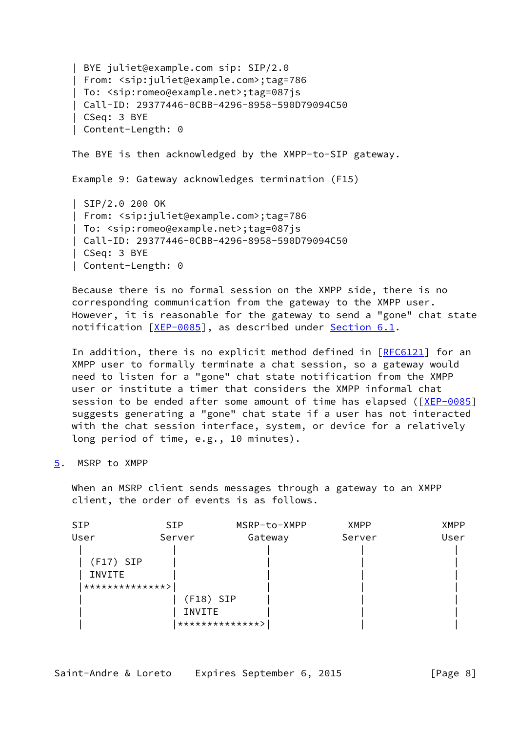```
| BYE juliet@example.com sip: SIP/2.0
| From: <sip:juliet@example.com>;tag=786
| To: <sip:romeo@example.net>;tag=087js
| Call-ID: 29377446-0CBB-4296-8958-590D79094C50
| CSeq: 3 BYE
| Content-Length: 0
```

The BYE is then acknowledged by the XMPP-to-SIP gateway.

Example 9: Gateway acknowledges termination (F15)

```
| SIP/2.0 200 OK
| From: <sip:juliet@example.com>;tag=786
| To: <sip:romeo@example.net>;tag=087js
| Call-ID: 29377446-0CBB-4296-8958-590D79094C50
| CSeq: 3 BYE
| Content-Length: 0
```

Because there is no formal session on the XMPP side, there is no corresponding communication from the gateway to the XMPP user. However, it is reasonable for the gateway to send a "gone" chat state notification [XEP-0085], as described under Section 6.1.

In addition, there is no explicit method defined in [RFC6121] for an XMPP user to formally terminate a chat session, so a gateway would need to listen for a "gone" chat state notification from the XMPP user or institute a timer that considers the XMPP informal chat session to be ended after some amount of time has elapsed ([XEP-0085] suggests generating a "gone" chat state if a user has not interacted with the chat session interface, system, or device for a relatively long period of time, e.g., 10 minutes).

## 5. MSRP to XMPP

When an MSRP client sends messages through a gateway to an XMPP client, the order of events is as follows.

```
SIP             SIP         MSRP-to-XMPP       XMPP            XMPP
User           Server          Gateway         Server          User
  |               |               |               |               |
  | (F17) SIP     |               |               |               |
  | INVITE        |               |               |               |
  |**************>|               |               |               |
  |               | (F18) SIP     |               |               |
  |               | INVITE        |               |               |
  |               |**************>|               |               |
```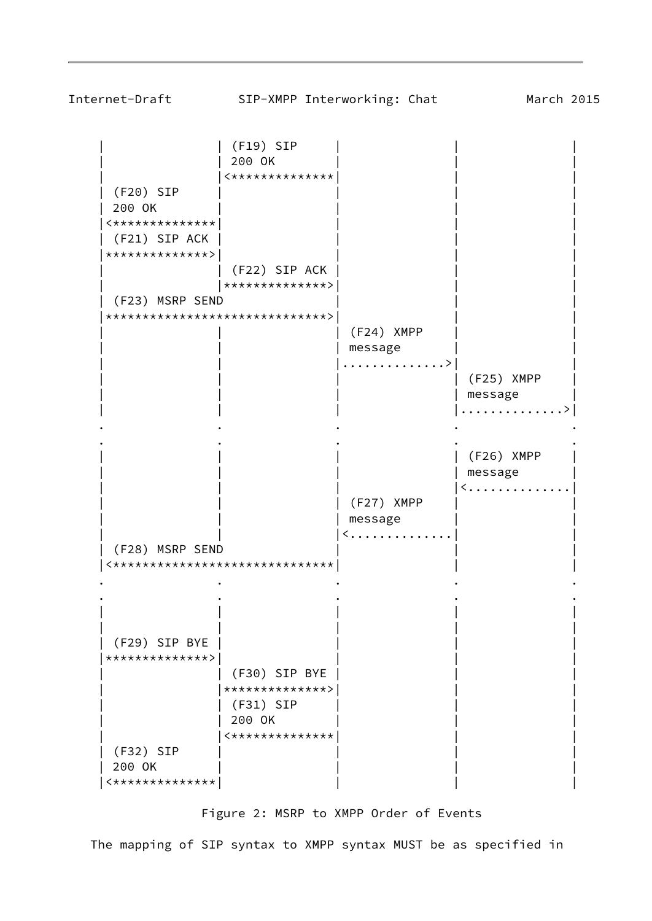```
    |               | (F19) SIP     |               |               |
    |               | 200 OK        |               |               |
    |               |<**************|               |               |
    | (F20) SIP     |               |               |               |
    | 200 OK        |               |               |               |
    |<**************|               |               |               |
    | (F21) SIP ACK |               |               |               |
    |**************>|              |               |               |
    |               | (F22) SIP ACK |               |               |
    |               |**************>|               |               |
    | (F23) MSRP SEND               |               |               |
    |******************************>|               |               |
    |               |               | (F24) XMPP    |               |
    |               |               | message       |               |
    |               |               |..............>|               |
    |               |               |               | (F25) XMPP    |
    |               |               |               | message       |
    |               |               |               |..............>|
    .               .               .               .               .
    .               .               .               .               .
    |               |               |               | (F26) XMPP    |
    |               |               |               | message       |
    |               |               |               |<..............|
    |               |               | (F27) XMPP    |               |
    |               |               | message       |               |
    |               |               |<..............|               |
    | (F28) MSRP SEND               |               |               |
    |<******************************|               |               |
    .               .               .               .               .
    .               .               .               .               .
    |               |               |               |               |
    |               |               |               |               |
    | (F29) SIP BYE |               |               |               |
    |**************>|               |               |               |
    |               | (F30) SIP BYE |               |               |
    |               |**************>|               |               |
    |               | (F31) SIP     |               |               |
    |               | 200 OK        |               |               |
    |               |<**************|               |               |
    | (F32) SIP     |               |               |               |
    | 200 OK        |               |               |               |
    |<**************|               |               |               |
```

Figure 2: MSRP to XMPP Order of Events

The mapping of SIP syntax to XMPP syntax MUST be as specified in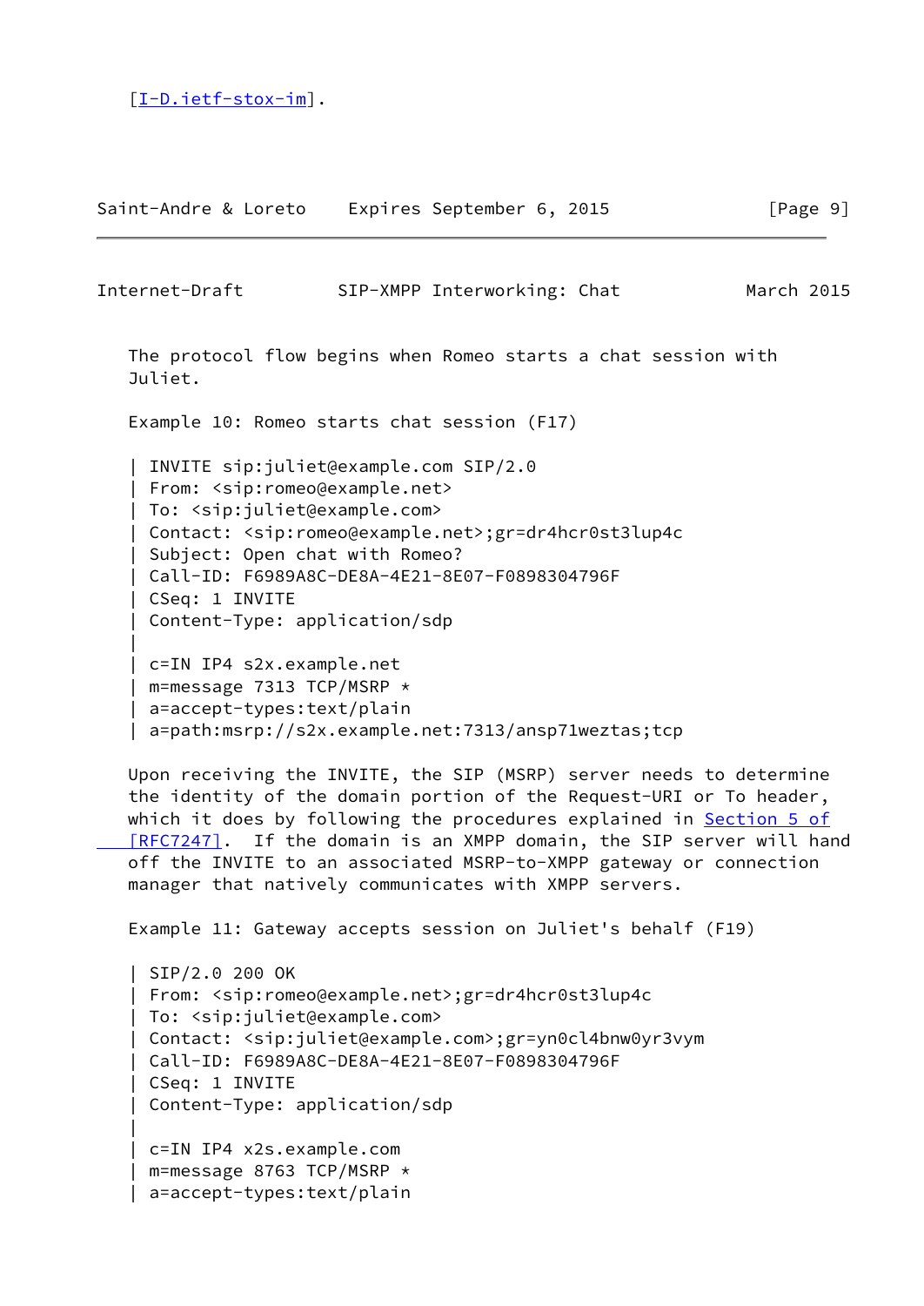[I-D.ietf-stox-im].

The protocol flow begins when Romeo starts a chat session with Juliet.

Example 10: Romeo starts chat session (F17)

```
| INVITE sip:juliet@example.com SIP/2.0
| From: <sip:romeo@example.net>
| To: <sip:juliet@example.com>
| Contact: <sip:romeo@example.net>;gr=dr4hcr0st3lup4c
| Subject: Open chat with Romeo?
| Call-ID: F6989A8C-DE8A-4E21-8E07-F0898304796F
| CSeq: 1 INVITE
| Content-Type: application/sdp
|
| c=IN IP4 s2x.example.net
| m=message 7313 TCP/MSRP *
| a=accept-types:text/plain
| a=path:msrp://s2x.example.net:7313/ansp71weztas;tcp
```

Upon receiving the INVITE, the SIP (MSRP) server needs to determine the identity of the domain portion of the Request-URI or To header, which it does by following the procedures explained in Section 5 of [RFC7247]. If the domain is an XMPP domain, the SIP server will hand off the INVITE to an associated MSRP-to-XMPP gateway or connection manager that natively communicates with XMPP servers.

Example 11: Gateway accepts session on Juliet's behalf (F19)

```
| SIP/2.0 200 OK
| From: <sip:romeo@example.net>;gr=dr4hcr0st3lup4c
| To: <sip:juliet@example.com>
| Contact: <sip:juliet@example.com>;gr=yn0cl4bnw0yr3vym
| Call-ID: F6989A8C-DE8A-4E21-8E07-F0898304796F
| CSeq: 1 INVITE
| Content-Type: application/sdp
|
| c=IN IP4 x2s.example.com
| m=message 8763 TCP/MSRP *
| a=accept-types:text/plain
```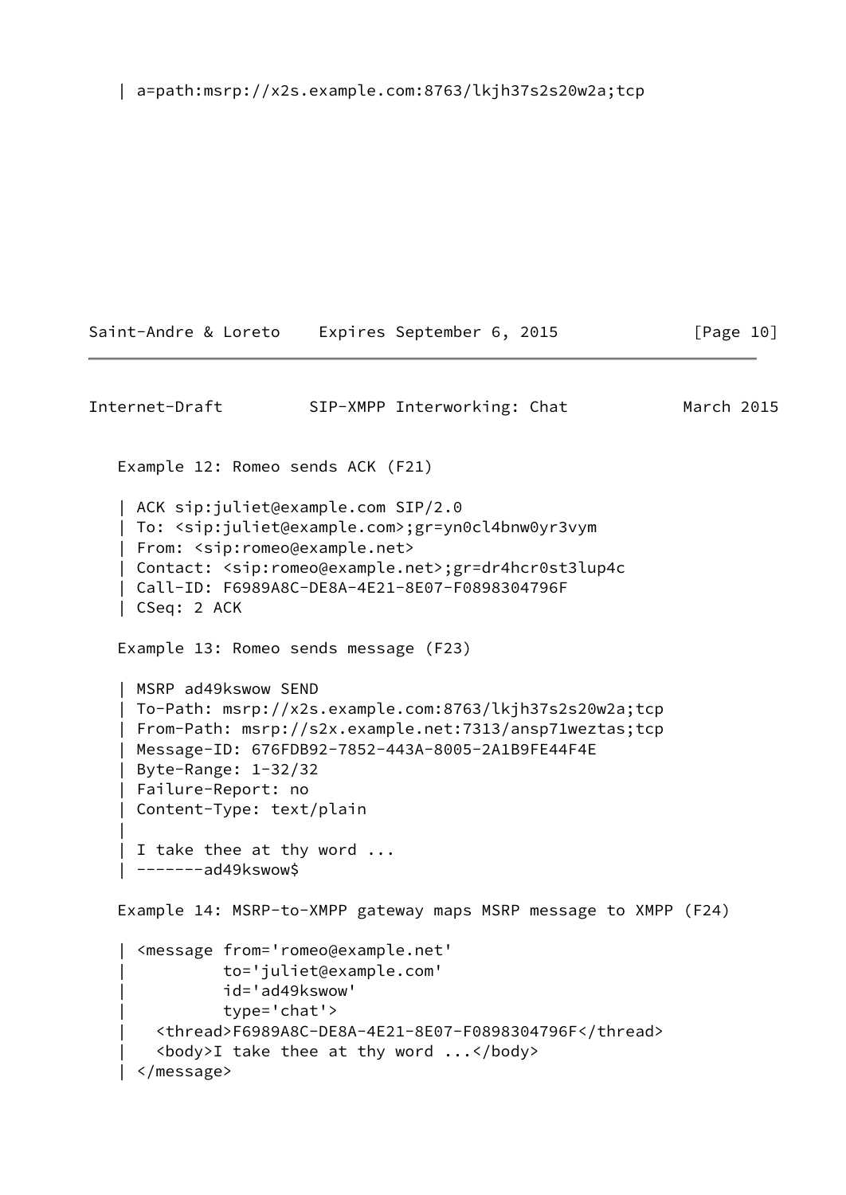```
| a=path:msrp://x2s.example.com:8763/lkjh37s2s20w2a;tcp
```

Example 12: Romeo sends ACK (F21)

```
| ACK sip:juliet@example.com SIP/2.0
| To: <sip:juliet@example.com>;gr=yn0cl4bnw0yr3vym
| From: <sip:romeo@example.net>
| Contact: <sip:romeo@example.net>;gr=dr4hcr0st3lup4c
| Call-ID: F6989A8C-DE8A-4E21-8E07-F0898304796F
| CSeq: 2 ACK
```

Example 13: Romeo sends message (F23)

```
| MSRP ad49kswow SEND
| To-Path: msrp://x2s.example.com:8763/lkjh37s2s20w2a;tcp
| From-Path: msrp://s2x.example.net:7313/ansp71weztas;tcp
| Message-ID: 676FDB92-7852-443A-8005-2A1B9FE44F4E
| Byte-Range: 1-32/32
| Failure-Report: no
| Content-Type: text/plain
|
| I take thee at thy word ...
| -------ad49kswow$
```

Example 14: MSRP-to-XMPP gateway maps MSRP message to XMPP (F24)

```
| <message from='romeo@example.net'
|          to='juliet@example.com'
|          id='ad49kswow'
|          type='chat'>
|   <thread>F6989A8C-DE8A-4E21-8E07-F0898304796F</thread>
|   <body>I take thee at thy word ...</body>
| </message>
```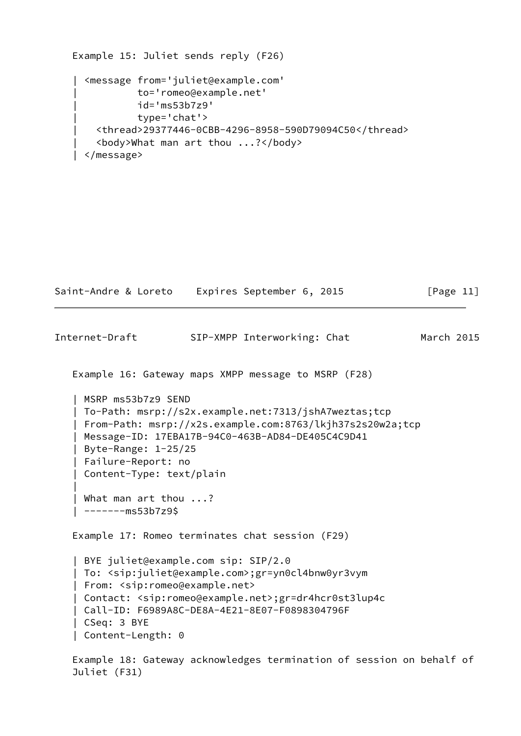Example 15: Juliet sends reply (F26)

```
| <message from='juliet@example.com'
|          to='romeo@example.net'
|          id='ms53b7z9'
|          type='chat'>
|   <thread>29377446-0CBB-4296-8958-590D79094C50</thread>
|   <body>What man art thou ...?</body>
| </message>
```

Example 16: Gateway maps XMPP message to MSRP (F28)

```
| MSRP ms53b7z9 SEND
| To-Path: msrp://s2x.example.net:7313/jshA7weztas;tcp
| From-Path: msrp://x2s.example.com:8763/lkjh37s2s20w2a;tcp
| Message-ID: 17EBA17B-94C0-463B-AD84-DE405C4C9D41
| Byte-Range: 1-25/25
| Failure-Report: no
| Content-Type: text/plain
|
| What man art thou ...?
| -------ms53b7z9$
```

Example 17: Romeo terminates chat session (F29)

```
| BYE juliet@example.com sip: SIP/2.0
| To: <sip:juliet@example.com>;gr=yn0cl4bnw0yr3vym
| From: <sip:romeo@example.net>
| Contact: <sip:romeo@example.net>;gr=dr4hcr0st3lup4c
| Call-ID: F6989A8C-DE8A-4E21-8E07-F0898304796F
| CSeq: 3 BYE
| Content-Length: 0
```

Example 18: Gateway acknowledges termination of session on behalf of Juliet (F31)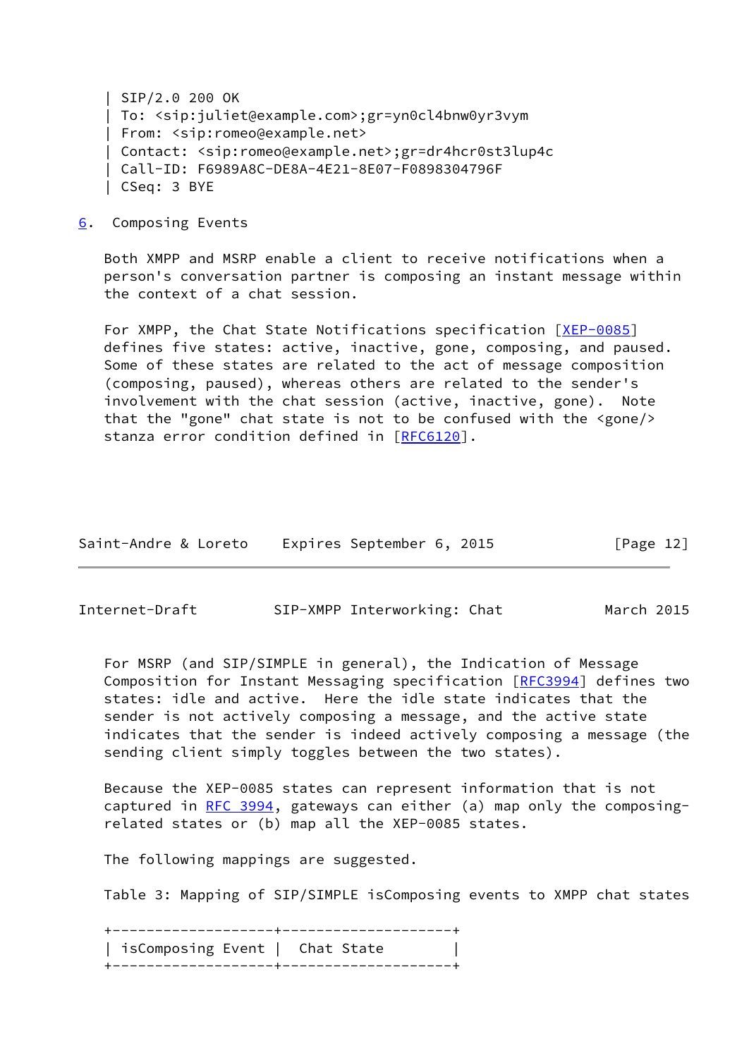```
| SIP/2.0 200 OK
| To: <sip:juliet@example.com>;gr=yn0cl4bnw0yr3vym
| From: <sip:romeo@example.net>
| Contact: <sip:romeo@example.net>;gr=dr4hcr0st3lup4c
| Call-ID: F6989A8C-DE8A-4E21-8E07-F0898304796F
| CSeq: 3 BYE
```

## 6. Composing Events

Both XMPP and MSRP enable a client to receive notifications when a person's conversation partner is composing an instant message within the context of a chat session.

For XMPP, the Chat State Notifications specification [XEP-0085] defines five states: active, inactive, gone, composing, and paused. Some of these states are related to the act of message composition (composing, paused), whereas others are related to the sender's involvement with the chat session (active, inactive, gone). Note that the "gone" chat state is not to be confused with the <gone/> stanza error condition defined in [RFC6120].

For MSRP (and SIP/SIMPLE in general), the Indication of Message Composition for Instant Messaging specification [RFC3994] defines two states: idle and active. Here the idle state indicates that the sender is not actively composing a message, and the active state indicates that the sender is indeed actively composing a message (the sending client simply toggles between the two states).

Because the XEP-0085 states can represent information that is not captured in RFC 3994, gateways can either (a) map only the composing-related states or (b) map all the XEP-0085 states.

The following mappings are suggested.

Table 3: Mapping of SIP/SIMPLE isComposing events to XMPP chat states

| isComposing Event | Chat State |
|---|---|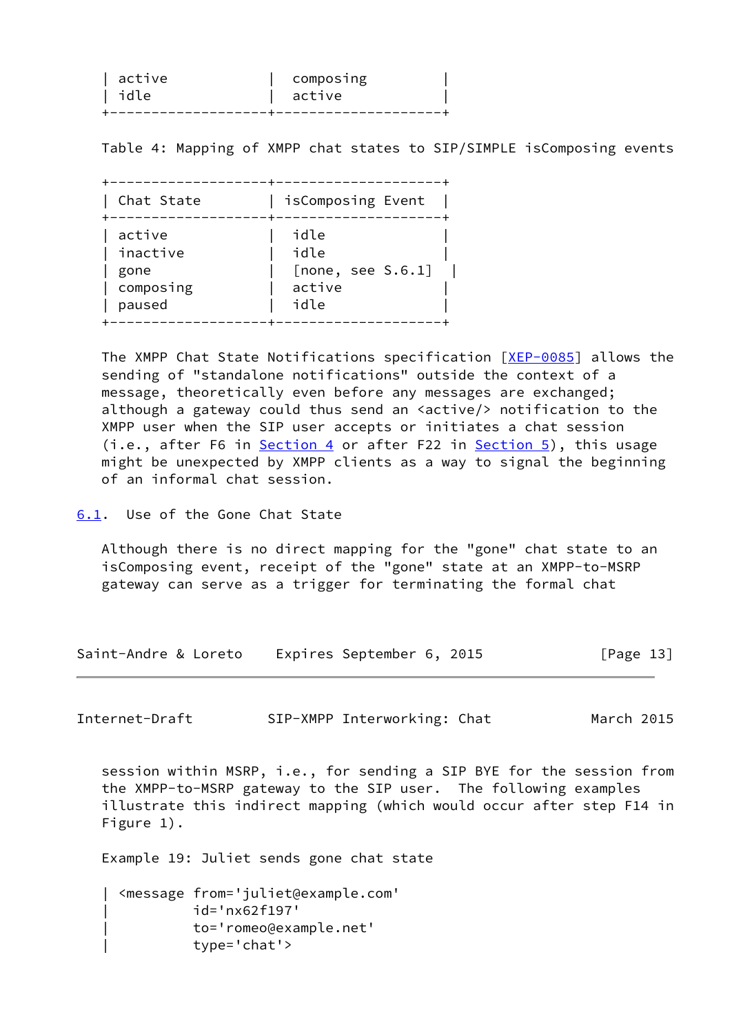| active | composing |
| --- | --- |
| idle | active |

Table 4: Mapping of XMPP chat states to SIP/SIMPLE isComposing events

| Chat State | isComposing Event |
| --- | --- |
| active | idle |
| inactive | idle |
| gone | [none, see S.6.1] |
| composing | active |
| paused | idle |

The XMPP Chat State Notifications specification [XEP-0085] allows the sending of "standalone notifications" outside the context of a message, theoretically even before any messages are exchanged; although a gateway could thus send an <active/> notification to the XMPP user when the SIP user accepts or initiates a chat session (i.e., after F6 in Section 4 or after F22 in Section 5), this usage might be unexpected by XMPP clients as a way to signal the beginning of an informal chat session.

### 6.1. Use of the Gone Chat State

Although there is no direct mapping for the "gone" chat state to an isComposing event, receipt of the "gone" state at an XMPP-to-MSRP gateway can serve as a trigger for terminating the formal chat session within MSRP, i.e., for sending a SIP BYE for the session from the XMPP-to-MSRP gateway to the SIP user. The following examples illustrate this indirect mapping (which would occur after step F14 in Figure 1).

Example 19: Juliet sends gone chat state

```
| <message from='juliet@example.com'
|          id='nx62f197'
|          to='romeo@example.net'
|          type='chat'>
```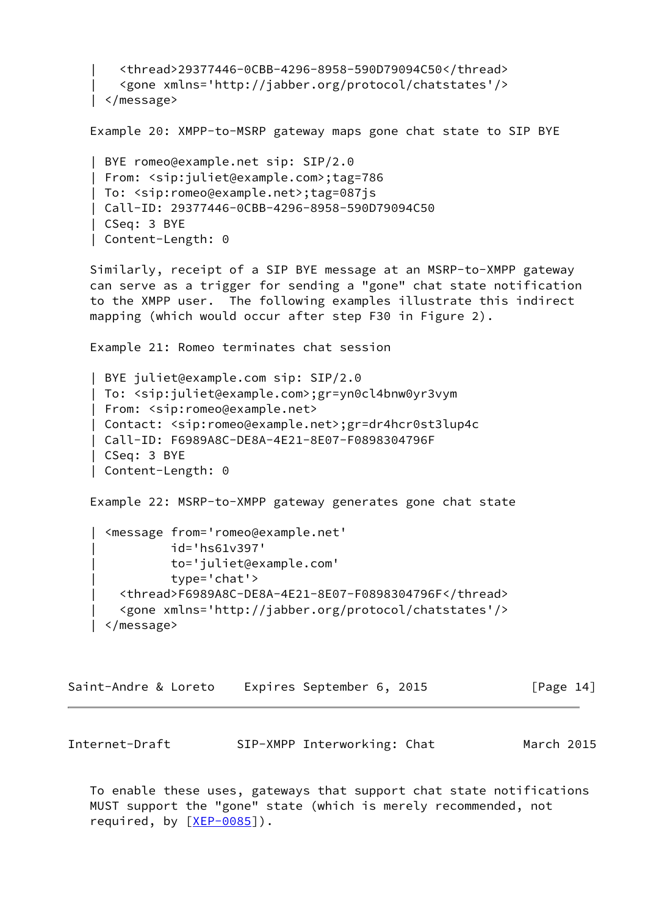```
|   <thread>29377446-0CBB-4296-8958-590D79094C50</thread>
|   <gone xmlns='http://jabber.org/protocol/chatstates'/>
| </message>
```

Example 20: XMPP-to-MSRP gateway maps gone chat state to SIP BYE

```
| BYE romeo@example.net sip: SIP/2.0
| From: <sip:juliet@example.com>;tag=786
| To: <sip:romeo@example.net>;tag=087js
| Call-ID: 29377446-0CBB-4296-8958-590D79094C50
| CSeq: 3 BYE
| Content-Length: 0
```

Similarly, receipt of a SIP BYE message at an MSRP-to-XMPP gateway can serve as a trigger for sending a "gone" chat state notification to the XMPP user. The following examples illustrate this indirect mapping (which would occur after step F30 in Figure 2).

Example 21: Romeo terminates chat session

```
| BYE juliet@example.com sip: SIP/2.0
| To: <sip:juliet@example.com>;gr=yn0cl4bnw0yr3vym
| From: <sip:romeo@example.net>
| Contact: <sip:romeo@example.net>;gr=dr4hcr0st3lup4c
| Call-ID: F6989A8C-DE8A-4E21-8E07-F0898304796F
| CSeq: 3 BYE
| Content-Length: 0
```

Example 22: MSRP-to-XMPP gateway generates gone chat state

```
| <message from='romeo@example.net'
|          id='hs61v397'
|          to='juliet@example.com'
|          type='chat'>
|   <thread>F6989A8C-DE8A-4E21-8E07-F0898304796F</thread>
|   <gone xmlns='http://jabber.org/protocol/chatstates'/>
| </message>
```

To enable these uses, gateways that support chat state notifications MUST support the "gone" state (which is merely recommended, not required, by [XEP-0085]).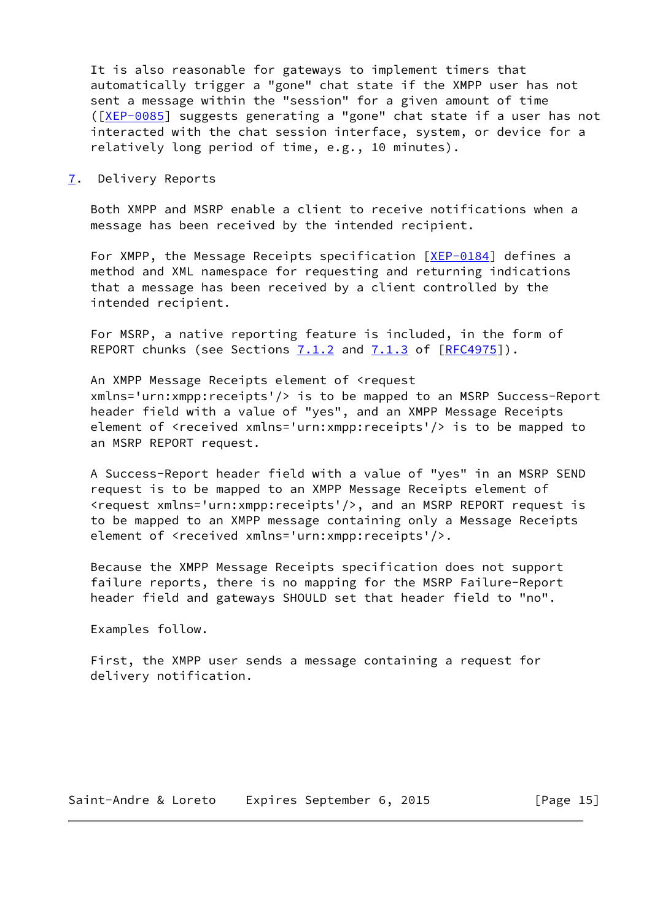It is also reasonable for gateways to implement timers that automatically trigger a "gone" chat state if the XMPP user has not sent a message within the "session" for a given amount of time ([XEP-0085] suggests generating a "gone" chat state if a user has not interacted with the chat session interface, system, or device for a relatively long period of time, e.g., 10 minutes).

## 7. Delivery Reports

Both XMPP and MSRP enable a client to receive notifications when a message has been received by the intended recipient.

For XMPP, the Message Receipts specification [XEP-0184] defines a method and XML namespace for requesting and returning indications that a message has been received by a client controlled by the intended recipient.

For MSRP, a native reporting feature is included, in the form of REPORT chunks (see Sections 7.1.2 and 7.1.3 of [RFC4975]).

An XMPP Message Receipts element of <request xmlns='urn:xmpp:receipts'/> is to be mapped to an MSRP Success-Report header field with a value of "yes", and an XMPP Message Receipts element of <received xmlns='urn:xmpp:receipts'/> is to be mapped to an MSRP REPORT request.

A Success-Report header field with a value of "yes" in an MSRP SEND request is to be mapped to an XMPP Message Receipts element of <request xmlns='urn:xmpp:receipts'/>, and an MSRP REPORT request is to be mapped to an XMPP message containing only a Message Receipts element of <received xmlns='urn:xmpp:receipts'/>.

Because the XMPP Message Receipts specification does not support failure reports, there is no mapping for the MSRP Failure-Report header field and gateways SHOULD set that header field to "no".

Examples follow.

First, the XMPP user sends a message containing a request for delivery notification.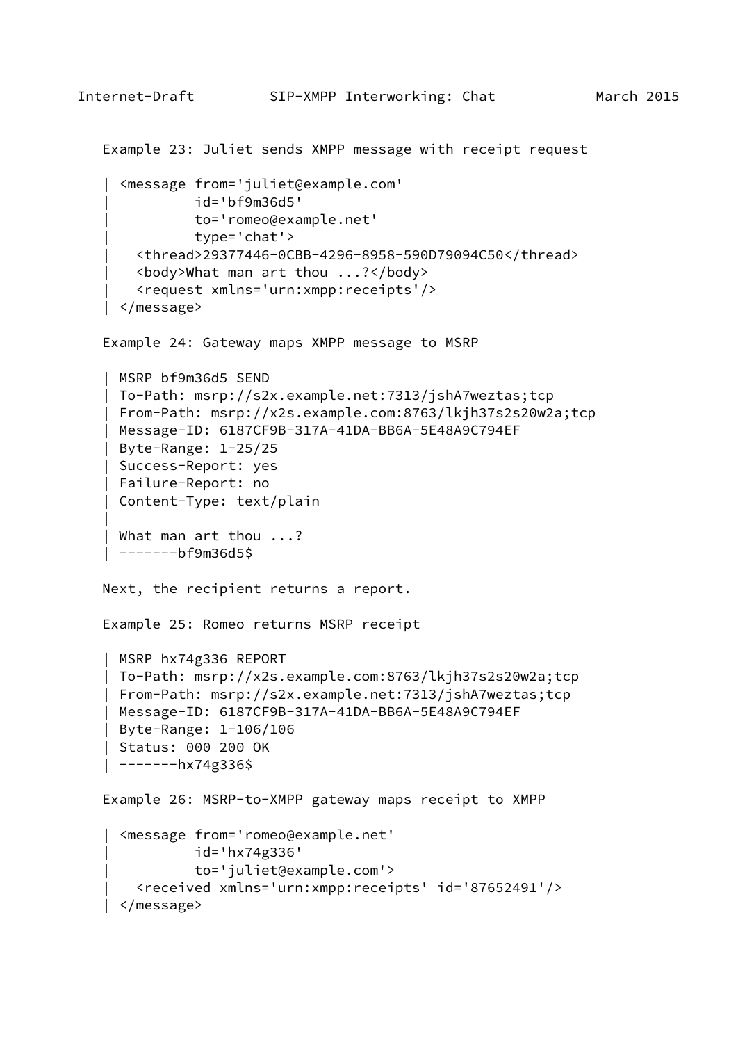Example 23: Juliet sends XMPP message with receipt request

```
| <message from='juliet@example.com'
|          id='bf9m36d5'
|          to='romeo@example.net'
|          type='chat'>
|   <thread>29377446-0CBB-4296-8958-590D79094C50</thread>
|   <body>What man art thou ...?</body>
|   <request xmlns='urn:xmpp:receipts'/>
| </message>
```

Example 24: Gateway maps XMPP message to MSRP

```
| MSRP bf9m36d5 SEND
| To-Path: msrp://s2x.example.net:7313/jshA7weztas;tcp
| From-Path: msrp://x2s.example.com:8763/lkjh37s2s20w2a;tcp
| Message-ID: 6187CF9B-317A-41DA-BB6A-5E48A9C794EF
| Byte-Range: 1-25/25
| Success-Report: yes
| Failure-Report: no
| Content-Type: text/plain
|
| What man art thou ...?
| -------bf9m36d5$
```

Next, the recipient returns a report.

Example 25: Romeo returns MSRP receipt

```
| MSRP hx74g336 REPORT
| To-Path: msrp://x2s.example.com:8763/lkjh37s2s20w2a;tcp
| From-Path: msrp://s2x.example.net:7313/jshA7weztas;tcp
| Message-ID: 6187CF9B-317A-41DA-BB6A-5E48A9C794EF
| Byte-Range: 1-106/106
| Status: 000 200 OK
| -------hx74g336$
```

Example 26: MSRP-to-XMPP gateway maps receipt to XMPP

```
| <message from='romeo@example.net'
|          id='hx74g336'
|          to='juliet@example.com'>
|   <received xmlns='urn:xmpp:receipts' id='87652491'/>
| </message>
```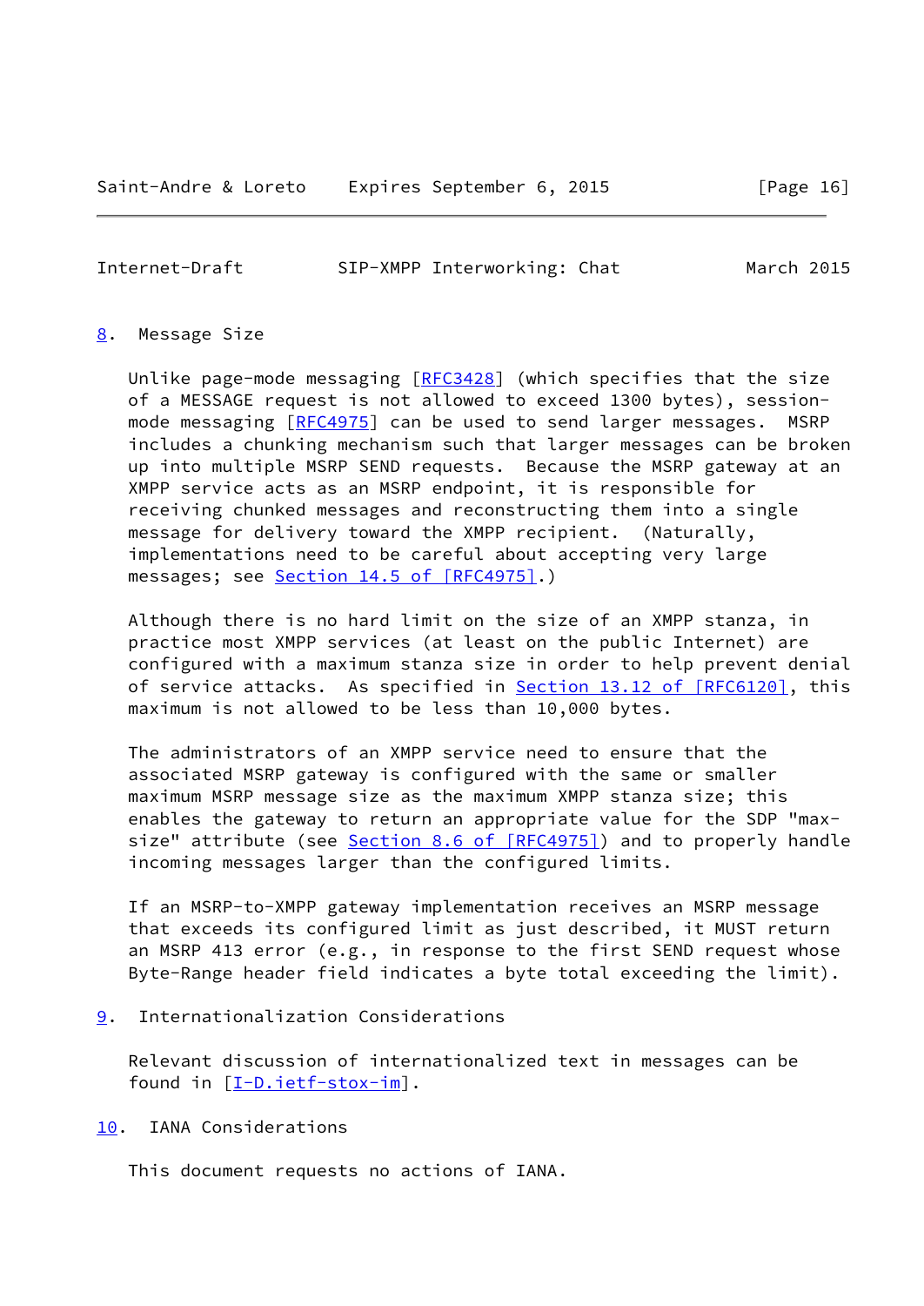## 8. Message Size

Unlike page-mode messaging [RFC3428] (which specifies that the size of a MESSAGE request is not allowed to exceed 1300 bytes), session-mode messaging [RFC4975] can be used to send larger messages. MSRP includes a chunking mechanism such that larger messages can be broken up into multiple MSRP SEND requests. Because the MSRP gateway at an XMPP service acts as an MSRP endpoint, it is responsible for receiving chunked messages and reconstructing them into a single message for delivery toward the XMPP recipient. (Naturally, implementations need to be careful about accepting very large messages; see Section 14.5 of [RFC4975].)

Although there is no hard limit on the size of an XMPP stanza, in practice most XMPP services (at least on the public Internet) are configured with a maximum stanza size in order to help prevent denial of service attacks. As specified in Section 13.12 of [RFC6120], this maximum is not allowed to be less than 10,000 bytes.

The administrators of an XMPP service need to ensure that the associated MSRP gateway is configured with the same or smaller maximum MSRP message size as the maximum XMPP stanza size; this enables the gateway to return an appropriate value for the SDP "max-size" attribute (see Section 8.6 of [RFC4975]) and to properly handle incoming messages larger than the configured limits.

If an MSRP-to-XMPP gateway implementation receives an MSRP message that exceeds its configured limit as just described, it MUST return an MSRP 413 error (e.g., in response to the first SEND request whose Byte-Range header field indicates a byte total exceeding the limit).

## 9. Internationalization Considerations

Relevant discussion of internationalized text in messages can be found in [I-D.ietf-stox-im].

## 10. IANA Considerations

This document requests no actions of IANA.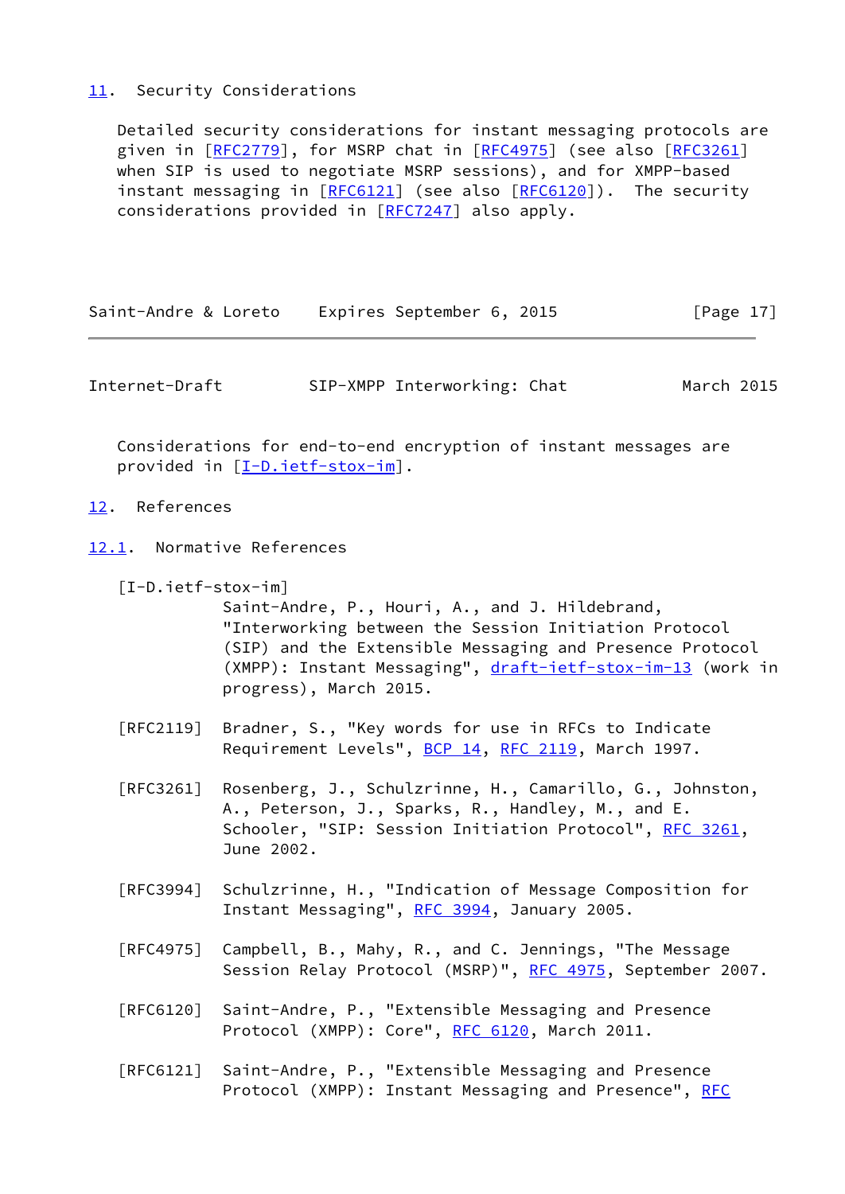## 11. Security Considerations

Detailed security considerations for instant messaging protocols are given in [RFC2779], for MSRP chat in [RFC4975] (see also [RFC3261] when SIP is used to negotiate MSRP sessions), and for XMPP-based instant messaging in [RFC6121] (see also [RFC6120]). The security considerations provided in [RFC7247] also apply.

Considerations for end-to-end encryption of instant messages are provided in [I-D.ietf-stox-im].

## 12. References

### 12.1. Normative References

[I-D.ietf-stox-im]
Saint-Andre, P., Houri, A., and J. Hildebrand, "Interworking between the Session Initiation Protocol (SIP) and the Extensible Messaging and Presence Protocol (XMPP): Instant Messaging", draft-ietf-stox-im-13 (work in progress), March 2015.

[RFC2119] Bradner, S., "Key words for use in RFCs to Indicate Requirement Levels", BCP 14, RFC 2119, March 1997.

[RFC3261] Rosenberg, J., Schulzrinne, H., Camarillo, G., Johnston, A., Peterson, J., Sparks, R., Handley, M., and E. Schooler, "SIP: Session Initiation Protocol", RFC 3261, June 2002.

[RFC3994] Schulzrinne, H., "Indication of Message Composition for Instant Messaging", RFC 3994, January 2005.

[RFC4975] Campbell, B., Mahy, R., and C. Jennings, "The Message Session Relay Protocol (MSRP)", RFC 4975, September 2007.

[RFC6120] Saint-Andre, P., "Extensible Messaging and Presence Protocol (XMPP): Core", RFC 6120, March 2011.

[RFC6121] Saint-Andre, P., "Extensible Messaging and Presence Protocol (XMPP): Instant Messaging and Presence", RFC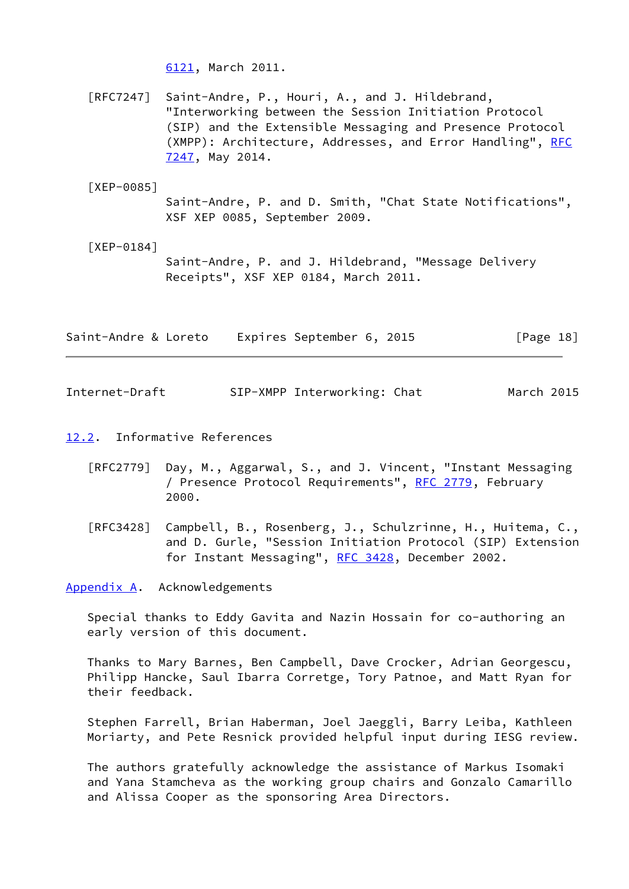6121, March 2011.

[RFC7247] Saint-Andre, P., Houri, A., and J. Hildebrand, "Interworking between the Session Initiation Protocol (SIP) and the Extensible Messaging and Presence Protocol (XMPP): Architecture, Addresses, and Error Handling", RFC 7247, May 2014.

[XEP-0085] Saint-Andre, P. and D. Smith, "Chat State Notifications", XSF XEP 0085, September 2009.

[XEP-0184] Saint-Andre, P. and J. Hildebrand, "Message Delivery Receipts", XSF XEP 0184, March 2011.

### 12.2. Informative References

[RFC2779] Day, M., Aggarwal, S., and J. Vincent, "Instant Messaging / Presence Protocol Requirements", RFC 2779, February 2000.

[RFC3428] Campbell, B., Rosenberg, J., Schulzrinne, H., Huitema, C., and D. Gurle, "Session Initiation Protocol (SIP) Extension for Instant Messaging", RFC 3428, December 2002.

## Appendix A. Acknowledgements

Special thanks to Eddy Gavita and Nazin Hossain for co-authoring an early version of this document.

Thanks to Mary Barnes, Ben Campbell, Dave Crocker, Adrian Georgescu, Philipp Hancke, Saul Ibarra Corretge, Tory Patnoe, and Matt Ryan for their feedback.

Stephen Farrell, Brian Haberman, Joel Jaeggli, Barry Leiba, Kathleen Moriarty, and Pete Resnick provided helpful input during IESG review.

The authors gratefully acknowledge the assistance of Markus Isomaki and Yana Stamcheva as the working group chairs and Gonzalo Camarillo and Alissa Cooper as the sponsoring Area Directors.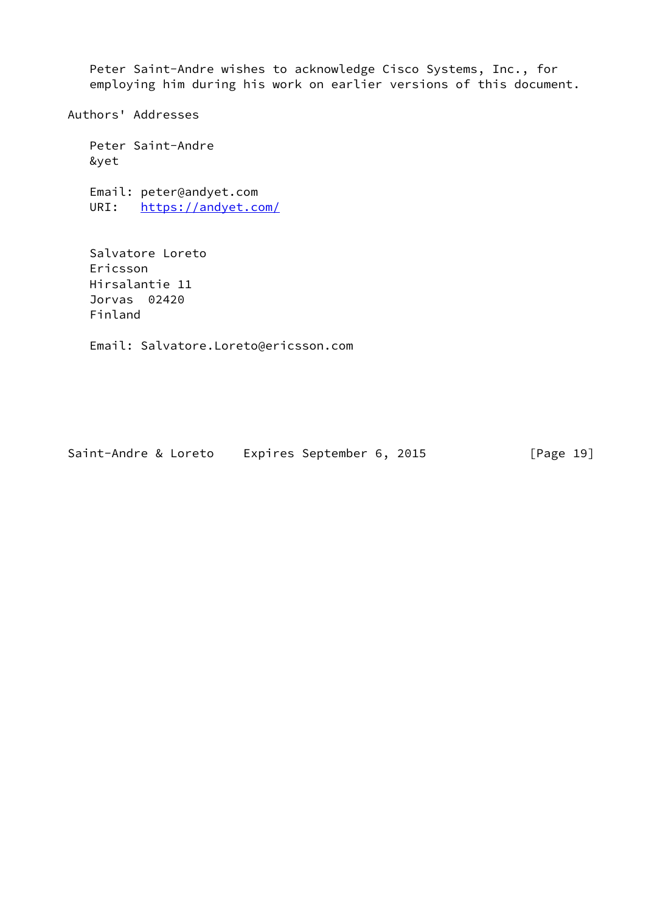Peter Saint-Andre wishes to acknowledge Cisco Systems, Inc., for employing him during his work on earlier versions of this document.

## Authors' Addresses

Peter Saint-Andre
&yet

Email: peter@andyet.com
URI: https://andyet.com/

Salvatore Loreto
Ericsson
Hirsalantie 11
Jorvas 02420
Finland

Email: Salvatore.Loreto@ericsson.com